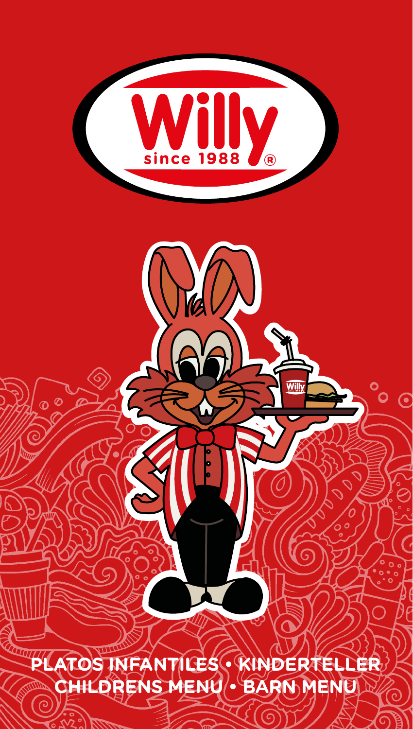# Willy

since 1988 ®

## PLATOS INFANTILES • KINDERTELLER
## CHILDRENS MENU • BARN MENU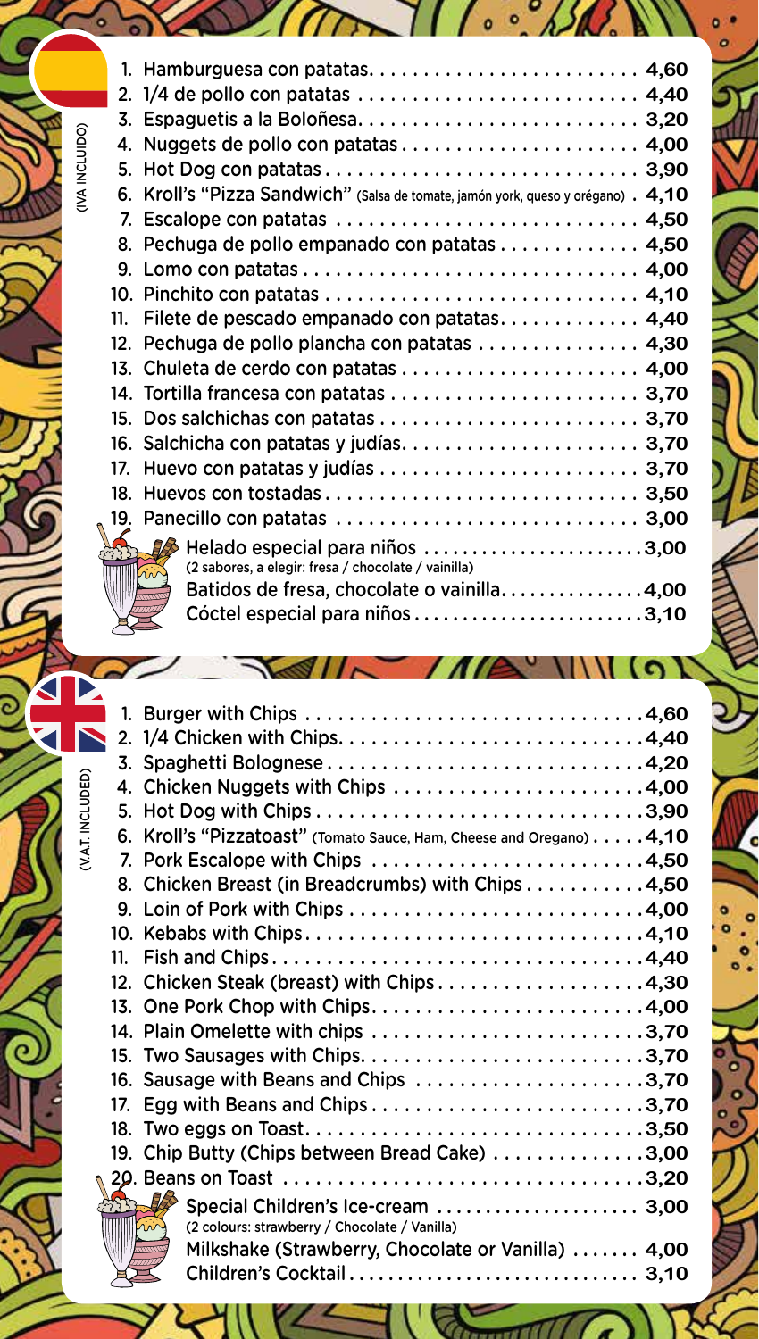(IVA INCLUIDO)

1. Hamburguesa con patatas........................ 4,60
2. 1/4 de pollo con patatas ........................ 4,40
3. Espaguetis a la Boloñesa........................ 3,20
4. Nuggets de pollo con patatas........................ 4,00
5. Hot Dog con patatas........................ 3,90
6. Kroll's "Pizza Sandwich" (Salsa de tomate, jamón york, queso y orégano) . 4,10
7. Escalope con patatas ........................ 4,50
8. Pechuga de pollo empanado con patatas........................ 4,50
9. Lomo con patatas........................ 4,00
10. Pinchito con patatas ........................ 4,10
11. Filete de pescado empanado con patatas........................ 4,40
12. Pechuga de pollo plancha con patatas ........................ 4,30
13. Chuleta de cerdo con patatas........................ 4,00
14. Tortilla francesa con patatas........................ 3,70
15. Dos salchichas con patatas........................ 3,70
16. Salchicha con patatas y judías........................ 3,70
17. Huevo con patatas y judías ........................ 3,70
18. Huevos con tostadas........................ 3,50
19. Panecillo con patatas ........................ 3,00

Helado especial para niños ........................ 3,00
(2 sabores, a elegir: fresa / chocolate / vainilla)
Batidos de fresa, chocolate o vainilla........................ 4,00
Cóctel especial para niños........................ 3,10

(V.A.T. INCLUDED)

1. Burger with Chips ........................ 4,60
2. 1/4 Chicken with Chips........................ 4,40
3. Spaghetti Bolognese........................ 4,20
4. Chicken Nuggets with Chips ........................ 4,00
5. Hot Dog with Chips........................ 3,90
6. Kroll's "Pizzatoast" (Tomato Sauce, Ham, Cheese and Oregano) ........ 4,10
7. Pork Escalope with Chips ........................ 4,50
8. Chicken Breast (in Breadcrumbs) with Chips........................ 4,50
9. Loin of Pork with Chips ........................ 4,00
10. Kebabs with Chips........................ 4,10
11. Fish and Chips........................ 4,40
12. Chicken Steak (breast) with Chips........................ 4,30
13. One Pork Chop with Chips........................ 4,00
14. Plain Omelette with chips ........................ 3,70
15. Two Sausages with Chips........................ 3,70
16. Sausage with Beans and Chips ........................ 3,70
17. Egg with Beans and Chips........................ 3,70
18. Two eggs on Toast........................ 3,50
19. Chip Butty (Chips between Bread Cake) ........................ 3,00
20. Beans on Toast ........................ 3,20

Special Children's Ice-cream ........................ 3,00
(2 colours: strawberry / Chocolate / Vanilla)
Milkshake (Strawberry, Chocolate or Vanilla) ........ 4,00
Children's Cocktail........................ 3,10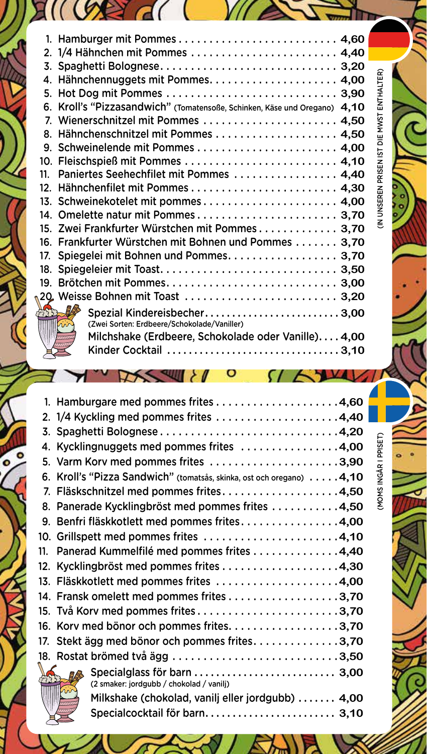(IN UNSEREN PRISEN IST DIE MWST ENTHALTER)

1. Hamburger mit Pommes .......................... 4,60
2. 1/4 Hähnchen mit Pommes ........................ 4,40
3. Spaghetti Bolognese............................. 3,20
4. Hähnchennuggets mit Pommes...................... 4,00
5. Hot Dog mit Pommes ............................. 3,90
6. Kroll's "Pizzasandwich" (Tomatensoße, Schinken, Käse und Oregano) 4,10
7. Wienerschnitzel mit Pommes ..................... 4,50
8. Hähnchenschnitzel mit Pommes ................... 4,50
9. Schweinelende mit Pommes ....................... 4,00
10. Fleischspieß mit Pommes ....................... 4,10
11. Paniertes Seehechfilet mit Pommes ............. 4,40
12. Hähnchenfilet mit Pommes ...................... 4,30
13. Schweinekotelet mit pommes .................... 4,00
14. Omelette natur mit Pommes ..................... 3,70
15. Zwei Frankfurter Würstchen mit Pommes ......... 3,70
16. Frankfurter Würstchen mit Bohnen und Pommes ... 3,70
17. Spiegelei mit Bohnen und Pommes ............... 3,70
18. Spiegeleier mit Toast ......................... 3,50
19. Brötchen mit Pommes ........................... 3,00
20. Weisse Bohnen mit Toast ....................... 3,20

Spezial Kindereisbecher ........................... 3,00
(Zwei Sorten: Erdbeere/Schokolade/Vaniller)

Milchshake (Erdbeere, Schokolade oder Vanille) .... 4,00

Kinder Cocktail ................................... 3,10

(MOMS INGÅR I PPISET)

1. Hamburgare med pommes frites ................... 4,60
2. 1/4 Kyckling med pommes frites ................. 4,40
3. Spaghetti Bolognese ............................ 4,20
4. Kycklingnuggets med pommes frites .............. 4,00
5. Varm Korv med pommes frites .................... 3,90
6. Kroll's "Pizza Sandwich" (tomatsås, skinka, ost och oregano) ..... 4,10
7. Fläskschnitzel med pommes frites ............... 4,50
8. Panerade Kycklingbröst med pommes frites ....... 4,50
9. Benfri fläskkotlett med pommes frites .......... 4,00
10. Grillspett med pommes frites .................. 4,10
11. Panerad Kummelfilé med pommes frites .......... 4,40
12. Kycklingbröst med pommes frites ............... 4,30
13. Fläskkotlett med pommes frites ................ 4,00
14. Fransk omelett med pommes frites .............. 3,70
15. Två Korv med pommes frites .................... 3,70
16. Korv med bönor och pommes frites .............. 3,70
17. Stekt ägg med bönor och pommes frites ......... 3,70
18. Rostat brömed två ägg ......................... 3,50

Specialglass för barn ............................. 3,00
(2 smaker: jordgubb / chokolad / vanilj)

Milkshake (chokolad, vanilj eller jordgubb) ....... 4,00

Specialcocktail för barn .......................... 3,10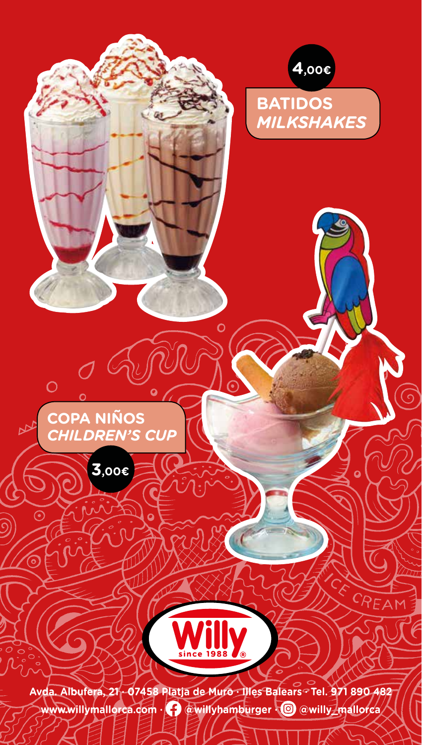## 4,00€

**BATIDOS**
***MILKSHAKES***

**COPA NIÑOS**
***CHILDREN'S CUP***

## 3,00€

Willy since 1988

Avda. Albufera, 21 · 07458 Platja de Muro · Illes Balears · Tel. 971 890 482
www.willymallorca.com · @willyhamburger · @willy_mallorca